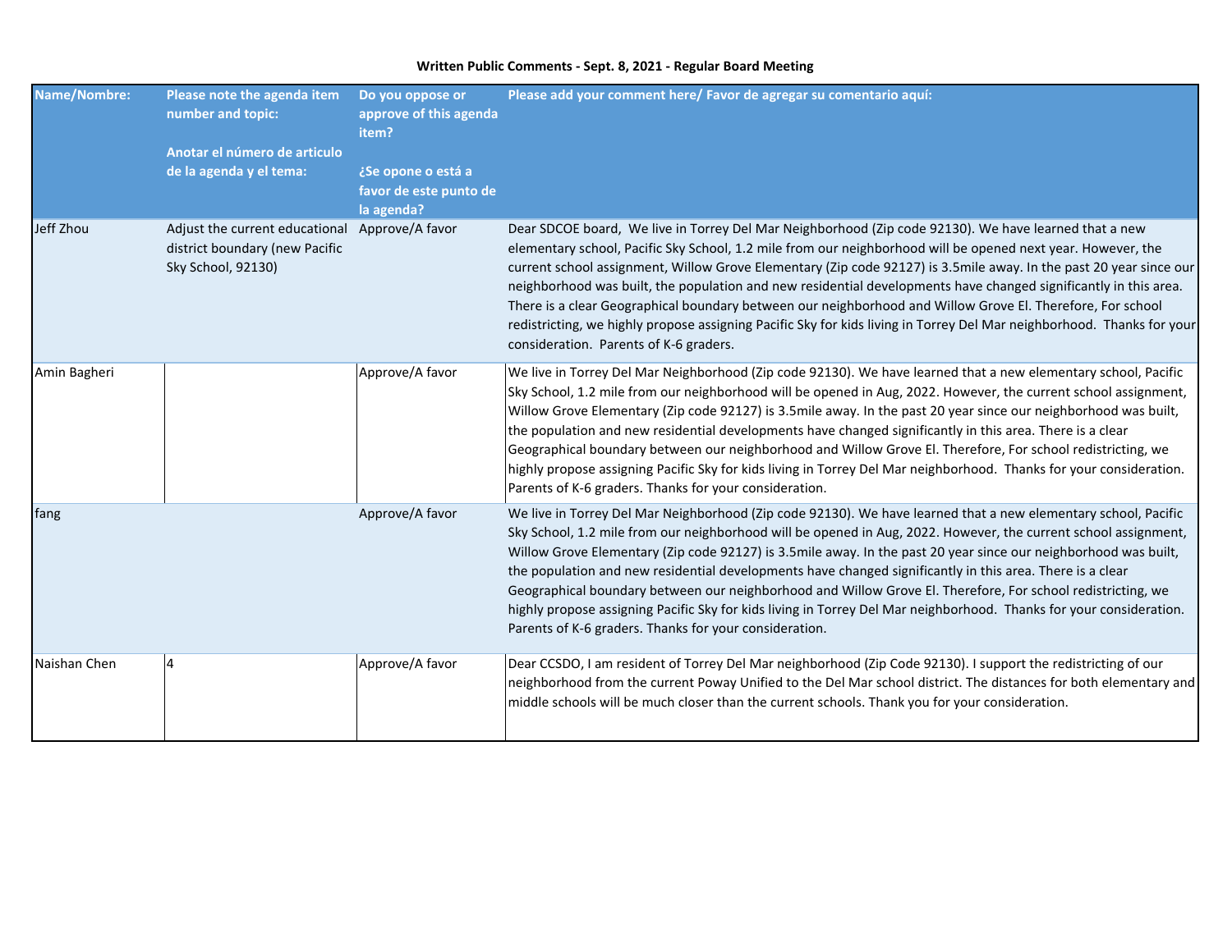**Written Public Comments - Sept. 8, 2021 - Regular Board Meeting**

| Name/Nombre: | Please note the agenda item number and topic: Anotar el número de articulo de la agenda y el tema: | Do you oppose or approve of this agenda item? ¿Se opone o está a favor de este punto de la agenda? | Please add your comment here/ Favor de agregar su comentario aquí: |
|---|---|---|---|
| Jeff Zhou | Adjust the current educational district boundary (new Pacific Sky School, 92130) | Approve/A favor | Dear SDCOE board, We live in Torrey Del Mar Neighborhood (Zip code 92130). We have learned that a new elementary school, Pacific Sky School, 1.2 mile from our neighborhood will be opened next year. However, the current school assignment, Willow Grove Elementary (Zip code 92127) is 3.5mile away. In the past 20 year since our neighborhood was built, the population and new residential developments have changed significantly in this area. There is a clear Geographical boundary between our neighborhood and Willow Grove El. Therefore, For school redistricting, we highly propose assigning Pacific Sky for kids living in Torrey Del Mar neighborhood. Thanks for your consideration. Parents of K-6 graders. |
| Amin Bagheri | | Approve/A favor | We live in Torrey Del Mar Neighborhood (Zip code 92130). We have learned that a new elementary school, Pacific Sky School, 1.2 mile from our neighborhood will be opened in Aug, 2022. However, the current school assignment, Willow Grove Elementary (Zip code 92127) is 3.5mile away. In the past 20 year since our neighborhood was built, the population and new residential developments have changed significantly in this area. There is a clear Geographical boundary between our neighborhood and Willow Grove El. Therefore, For school redistricting, we highly propose assigning Pacific Sky for kids living in Torrey Del Mar neighborhood. Thanks for your consideration. Parents of K-6 graders. Thanks for your consideration. |
| fang | | Approve/A favor | We live in Torrey Del Mar Neighborhood (Zip code 92130). We have learned that a new elementary school, Pacific Sky School, 1.2 mile from our neighborhood will be opened in Aug, 2022. However, the current school assignment, Willow Grove Elementary (Zip code 92127) is 3.5mile away. In the past 20 year since our neighborhood was built, the population and new residential developments have changed significantly in this area. There is a clear Geographical boundary between our neighborhood and Willow Grove El. Therefore, For school redistricting, we highly propose assigning Pacific Sky for kids living in Torrey Del Mar neighborhood. Thanks for your consideration. Parents of K-6 graders. Thanks for your consideration. |
| Naishan Chen | 4 | Approve/A favor | Dear CCSDO, I am resident of Torrey Del Mar neighborhood (Zip Code 92130). I support the redistricting of our neighborhood from the current Poway Unified to the Del Mar school district. The distances for both elementary and middle schools will be much closer than the current schools. Thank you for your consideration. |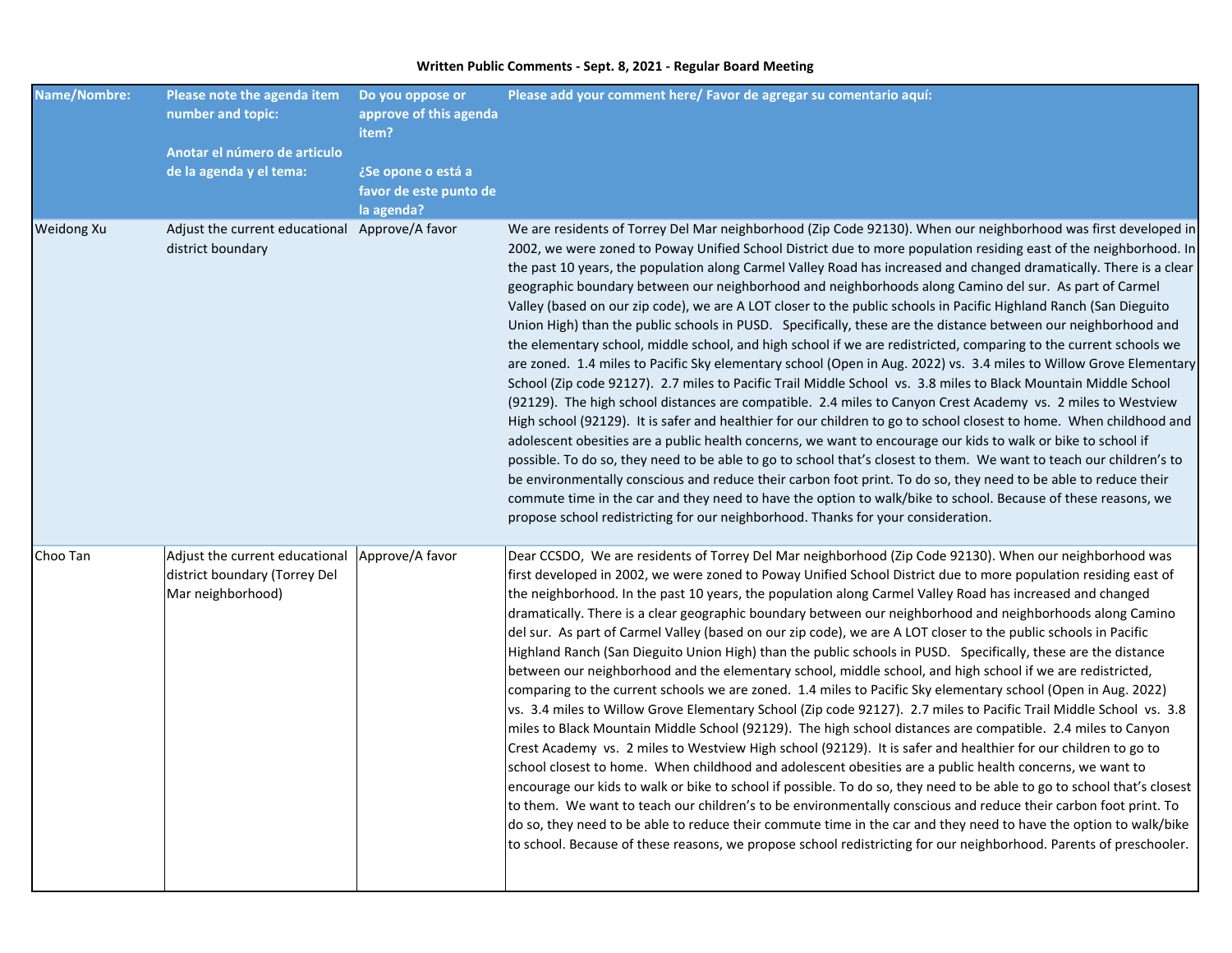**Written Public Comments - Sept. 8, 2021 - Regular Board Meeting**

| Name/Nombre: | Please note the agenda item number and topic:<br><br>Anotar el número de articulo de la agenda y el tema: | Do you oppose or approve of this agenda item?<br><br>¿Se opone o está a favor de este punto de la agenda? | Please add your comment here/ Favor de agregar su comentario aquí: |
|---|---|---|---|
| Weidong Xu | Adjust the current educational district boundary | Approve/A favor | We are residents of Torrey Del Mar neighborhood (Zip Code 92130). When our neighborhood was first developed in 2002, we were zoned to Poway Unified School District due to more population residing east of the neighborhood. In the past 10 years, the population along Carmel Valley Road has increased and changed dramatically. There is a clear geographic boundary between our neighborhood and neighborhoods along Camino del sur. As part of Carmel Valley (based on our zip code), we are A LOT closer to the public schools in Pacific Highland Ranch (San Dieguito Union High) than the public schools in PUSD. Specifically, these are the distance between our neighborhood and the elementary school, middle school, and high school if we are redistricted, comparing to the current schools we are zoned. 1.4 miles to Pacific Sky elementary school (Open in Aug. 2022) vs. 3.4 miles to Willow Grove Elementary School (Zip code 92127). 2.7 miles to Pacific Trail Middle School vs. 3.8 miles to Black Mountain Middle School (92129). The high school distances are compatible. 2.4 miles to Canyon Crest Academy vs. 2 miles to Westview High school (92129). It is safer and healthier for our children to go to school closest to home. When childhood and adolescent obesities are a public health concerns, we want to encourage our kids to walk or bike to school if possible. To do so, they need to be able to go to school that's closest to them. We want to teach our children's to be environmentally conscious and reduce their carbon foot print. To do so, they need to be able to reduce their commute time in the car and they need to have the option to walk/bike to school. Because of these reasons, we propose school redistricting for our neighborhood. Thanks for your consideration. |
| Choo Tan | Adjust the current educational district boundary (Torrey Del Mar neighborhood) | Approve/A favor | Dear CCSDO, We are residents of Torrey Del Mar neighborhood (Zip Code 92130). When our neighborhood was first developed in 2002, we were zoned to Poway Unified School District due to more population residing east of the neighborhood. In the past 10 years, the population along Carmel Valley Road has increased and changed dramatically. There is a clear geographic boundary between our neighborhood and neighborhoods along Camino del sur. As part of Carmel Valley (based on our zip code), we are A LOT closer to the public schools in Pacific Highland Ranch (San Dieguito Union High) than the public schools in PUSD. Specifically, these are the distance between our neighborhood and the elementary school, middle school, and high school if we are redistricted, comparing to the current schools we are zoned. 1.4 miles to Pacific Sky elementary school (Open in Aug. 2022) vs. 3.4 miles to Willow Grove Elementary School (Zip code 92127). 2.7 miles to Pacific Trail Middle School vs. 3.8 miles to Black Mountain Middle School (92129). The high school distances are compatible. 2.4 miles to Canyon Crest Academy vs. 2 miles to Westview High school (92129). It is safer and healthier for our children to go to school closest to home. When childhood and adolescent obesities are a public health concerns, we want to encourage our kids to walk or bike to school if possible. To do so, they need to be able to go to school that's closest to them. We want to teach our children's to be environmentally conscious and reduce their carbon foot print. To do so, they need to be able to reduce their commute time in the car and they need to have the option to walk/bike to school. Because of these reasons, we propose school redistricting for our neighborhood. Parents of preschooler. |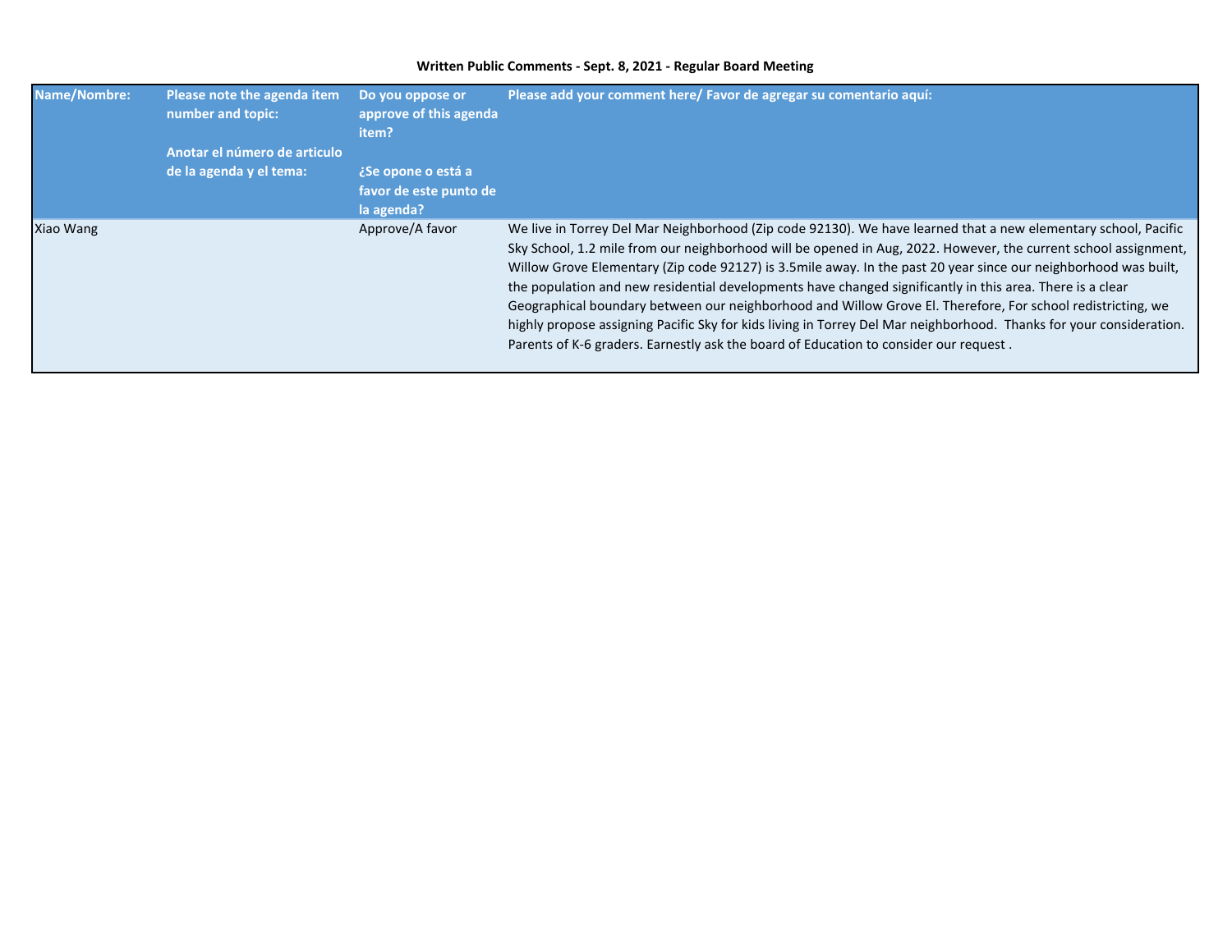**Written Public Comments - Sept. 8, 2021 - Regular Board Meeting**

| Name/Nombre: | Please note the agenda item number and topic:<br><br>Anotar el número de articulo de la agenda y el tema: | Do you oppose or approve of this agenda item?<br><br>¿Se opone o está a favor de este punto de la agenda? | Please add your comment here/ Favor de agregar su comentario aquí: |
|---|---|---|---|
| Xiao Wang | | Approve/A favor | We live in Torrey Del Mar Neighborhood (Zip code 92130). We have learned that a new elementary school, Pacific Sky School, 1.2 mile from our neighborhood will be opened in Aug, 2022. However, the current school assignment, Willow Grove Elementary (Zip code 92127) is 3.5mile away. In the past 20 year since our neighborhood was built, the population and new residential developments have changed significantly in this area. There is a clear Geographical boundary between our neighborhood and Willow Grove El. Therefore, For school redistricting, we highly propose assigning Pacific Sky for kids living in Torrey Del Mar neighborhood. Thanks for your consideration. Parents of K-6 graders. Earnestly ask the board of Education to consider our request . |